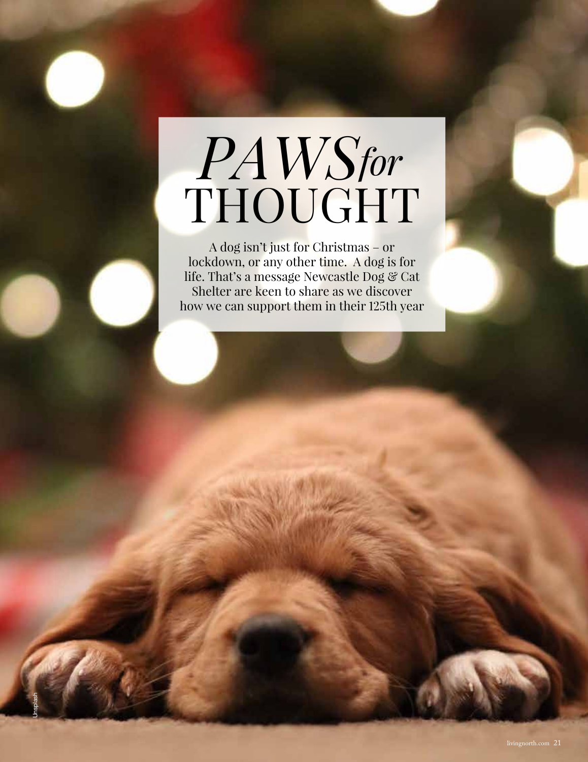# *PAWS for* THOUGHT

A dog isn't just for Christmas – or lockdown, or any other time. A dog is for life. That's a message Newcastle Dog & Cat Shelter are keen to share as we discover how we can support them in their 125th year

Unsplash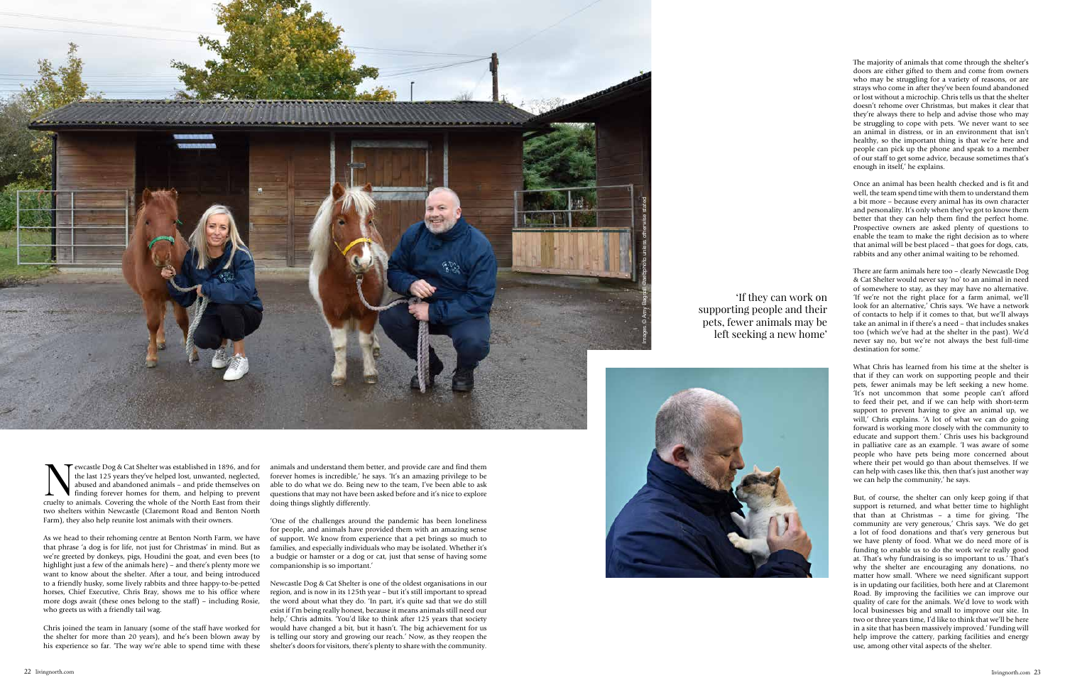Newcastle Dog & Cat Shelter was established in 1896, and for the last 125 years they've helped lost, unwanted, neglected, abused and abandoned animals – and pride themselves on finding forever homes for them, and helping to prevent cruelty to animals. Covering the whole of the North East from their two shelters within Newcastle (Claremont Road and Benton North Farm), they also help reunite lost animals with their owners.

As we head to their rehoming centre at Benton North Farm, we have that phrase 'a dog is for life, not just for Christmas' in mind. But as we're greeted by donkeys, pigs, Houdini the goat, and even bees (to highlight just a few of the animals here) – and there's plenty more we want to know about the shelter. After a tour, and being introduced to a friendly husky, some lively rabbits and three happy-to-be-petted horses, Chief Executive, Chris Bray, shows me to his office where more dogs await (these ones belong to the staff) – including Rosie, who greets us with a friendly tail wag.

Chris joined the team in January (some of the staff have worked for the shelter for more than 20 years), and he's been blown away by his experience so far. 'The way we're able to spend time with these animals and understand them better, and provide care and find them forever homes is incredible,' he says. 'It's an amazing privilege to be able to do what we do. Being new to the team, I've been able to ask questions that may not have been asked before and it's nice to explore doing things slightly differently.

'One of the challenges around the pandemic has been loneliness for people, and animals have provided them with an amazing sense of support. We know from experience that a pet brings so much to families, and especially individuals who may be isolated. Whether it's a budgie or hamster or a dog or cat, just that sense of having some companionship is so important.'

Newcastle Dog & Cat Shelter is one of the oldest organisations in our region, and is now in its 125th year – but it's still important to spread the word about what they do. 'In part, it's quite sad that we do still exist if I'm being really honest, because it means animals still need our help,' Chris admits. 'You'd like to think after 125 years that society would have changed a bit, but it hasn't. The big achievement for us is telling our story and growing our reach.' Now, as they reopen the shelter's doors for visitors, there's plenty to share with the community.

> 'If they can work on supporting people and their pets, fewer animals may be left seeking a new home'

Images © Amy Bagnall Photography unless otherwise stated

The majority of animals that come through the shelter's doors are either gifted to them and come from owners who may be struggling for a variety of reasons, or are strays who come in after they've been found abandoned or lost without a microchip. Chris tells us that the shelter doesn't rehome over Christmas, but makes it clear that they're always there to help and advise those who may be struggling to cope with pets. 'We never want to see an animal in distress, or in an environment that isn't healthy, so the important thing is that we're here and people can pick up the phone and speak to a member of our staff to get some advice, because sometimes that's enough in itself,' he explains.

Once an animal has been health checked and is fit and well, the team spend time with them to understand them a bit more – because every animal has its own character and personality. It's only when they've got to know them better that they can help them find the perfect home. Prospective owners are asked plenty of questions to enable the team to make the right decision as to where that animal will be best placed – that goes for dogs, cats, rabbits and any other animal waiting to be rehomed.

There are farm animals here too – clearly Newcastle Dog & Cat Shelter would never say 'no' to an animal in need of somewhere to stay, as they may have no alternative. 'If we're not the right place for a farm animal, we'll look for an alternative,' Chris says. 'We have a network of contacts to help if it comes to that, but we'll always take an animal in if there's a need – that includes snakes too (which we've had at the shelter in the past). We'd never say no, but we're not always the best full-time destination for some.'

What Chris has learned from his time at the shelter is that if they can work on supporting people and their pets, fewer animals may be left seeking a new home. 'It's not uncommon that some people can't afford to feed their pet, and if we can help with short-term support to prevent having to give an animal up, we will,' Chris explains. 'A lot of what we can do going forward is working more closely with the community to educate and support them.' Chris uses his background in palliative care as an example. 'I was aware of some people who have pets being more concerned about where their pet would go than about themselves. If we can help with cases like this, then that's just another way we can help the community,' he says.

But, of course, the shelter can only keep going if that support is returned, and what better time to highlight that than at Christmas – a time for giving. 'The community are very generous,' Chris says. 'We do get a lot of food donations and that's very generous but we have plenty of food. What we do need more of is funding to enable us to do the work we're really good at. That's why fundraising is so important to us.' That's why the shelter are encouraging any donations, no matter how small. 'Where we need significant support is in updating our facilities, both here and at Claremont Road. By improving the facilities we can improve our quality of care for the animals. We'd love to work with local businesses big and small to improve our site. In two or three years time, I'd like to think that we'll be here in a site that has been massively improved.' Funding will help improve the cattery, parking facilities and energy use, among other vital aspects of the shelter.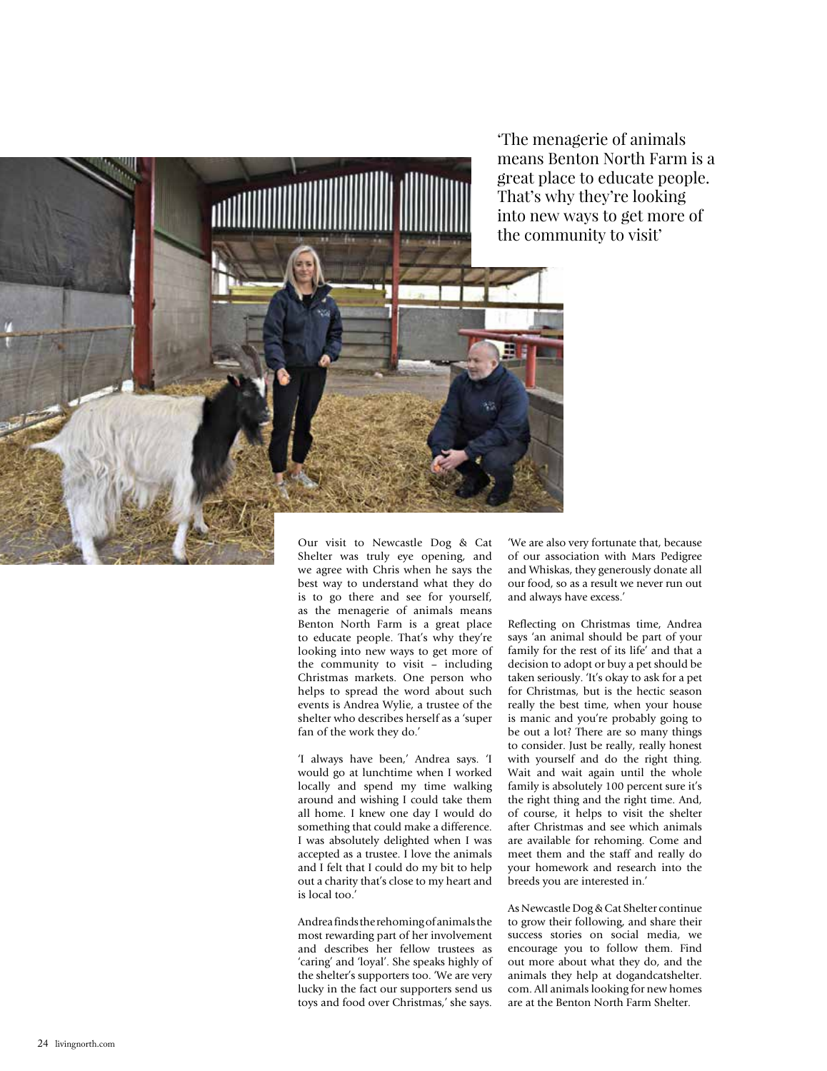> 'The menagerie of animals means Benton North Farm is a great place to educate people. That's why they're looking into new ways to get more of the community to visit'

Our visit to Newcastle Dog & Cat Shelter was truly eye opening, and we agree with Chris when he says the best way to understand what they do is to go there and see for yourself, as the menagerie of animals means Benton North Farm is a great place to educate people. That's why they're looking into new ways to get more of the community to visit – including Christmas markets. One person who helps to spread the word about such events is Andrea Wylie, a trustee of the shelter who describes herself as a 'super fan of the work they do.'

'I always have been,' Andrea says. 'I would go at lunchtime when I worked locally and spend my time walking around and wishing I could take them all home. I knew one day I would do something that could make a difference. I was absolutely delighted when I was accepted as a trustee. I love the animals and I felt that I could do my bit to help out a charity that's close to my heart and is local too.'

Andrea finds the rehoming of animals the most rewarding part of her involvement and describes her fellow trustees as 'caring' and 'loyal'. She speaks highly of the shelter's supporters too. 'We are very lucky in the fact our supporters send us toys and food over Christmas,' she says. 'We are also very fortunate that, because of our association with Mars Pedigree and Whiskas, they generously donate all our food, so as a result we never run out and always have excess.'

Reflecting on Christmas time, Andrea says 'an animal should be part of your family for the rest of its life' and that a decision to adopt or buy a pet should be taken seriously. 'It's okay to ask for a pet for Christmas, but is the hectic season really the best time, when your house is manic and you're probably going to be out a lot? There are so many things to consider. Just be really, really honest with yourself and do the right thing. Wait and wait again until the whole family is absolutely 100 percent sure it's the right thing and the right time. And, of course, it helps to visit the shelter after Christmas and see which animals are available for rehoming. Come and meet them and the staff and really do your homework and research into the breeds you are interested in.'

As Newcastle Dog & Cat Shelter continue to grow their following, and share their success stories on social media, we encourage you to follow them. Find out more about what they do, and the animals they help at dogandcatshelter.com. All animals looking for new homes are at the Benton North Farm Shelter.